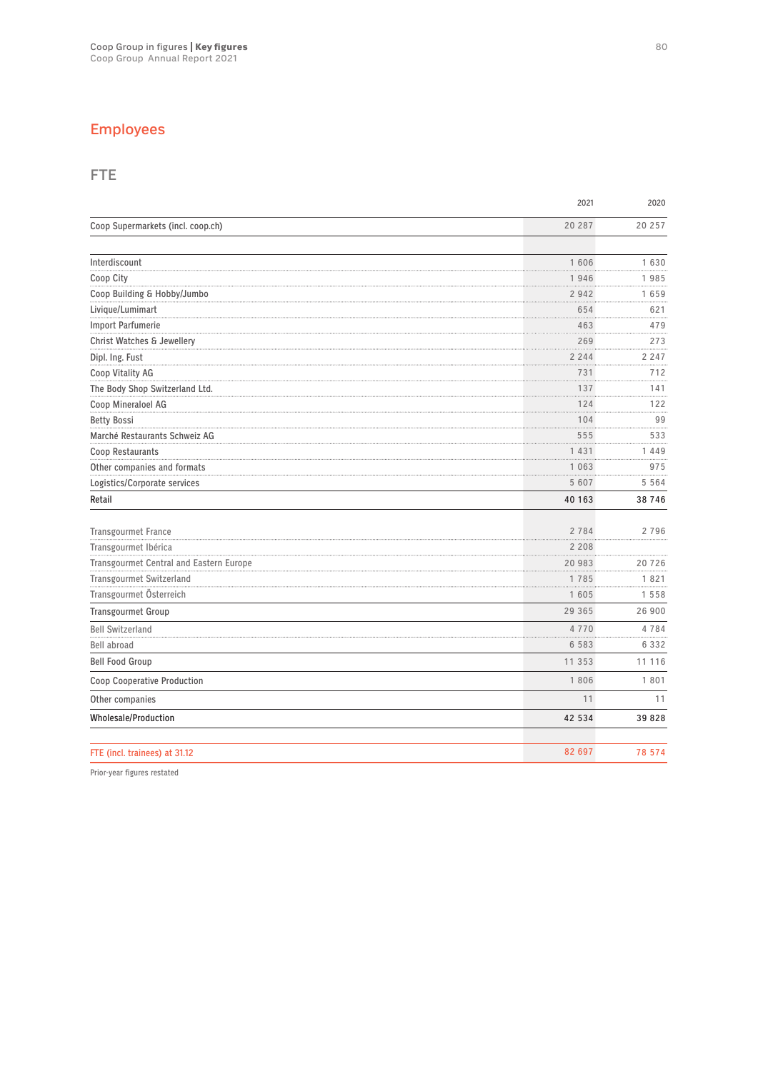## Employees

### FTE

| | 2021 | 2020 |
|---|---|---|
| Coop Supermarkets (incl. coop.ch) | 20 287 | 20 257 |
| | | |
| Interdiscount | 1 606 | 1 630 |
| Coop City | 1 946 | 1 985 |
| Coop Building & Hobby/Jumbo | 2 942 | 1 659 |
| Livique/Lumimart | 654 | 621 |
| Import Parfumerie | 463 | 479 |
| Christ Watches & Jewellery | 269 | 273 |
| Dipl. Ing. Fust | 2 244 | 2 247 |
| Coop Vitality AG | 731 | 712 |
| The Body Shop Switzerland Ltd. | 137 | 141 |
| Coop Mineraloel AG | 124 | 122 |
| Betty Bossi | 104 | 99 |
| Marché Restaurants Schweiz AG | 555 | 533 |
| Coop Restaurants | 1 431 | 1 449 |
| Other companies and formats | 1 063 | 975 |
| Logistics/Corporate services | 5 607 | 5 564 |
| **Retail** | **40 163** | **38 746** |
| | | |
| Transgourmet France | 2 784 | 2 796 |
| Transgourmet Ibérica | 2 208 | |
| Transgourmet Central and Eastern Europe | 20 983 | 20 726 |
| Transgourmet Switzerland | 1 785 | 1 821 |
| Transgourmet Österreich | 1 605 | 1 558 |
| Transgourmet Group | 29 365 | 26 900 |
| Bell Switzerland | 4 770 | 4 784 |
| Bell abroad | 6 583 | 6 332 |
| Bell Food Group | 11 353 | 11 116 |
| Coop Cooperative Production | 1 806 | 1 801 |
| Other companies | 11 | 11 |
| **Wholesale/Production** | **42 534** | **39 828** |
| | | |
| FTE (incl. trainees) at 31.12 | 82 697 | 78 574 |

Prior-year figures restated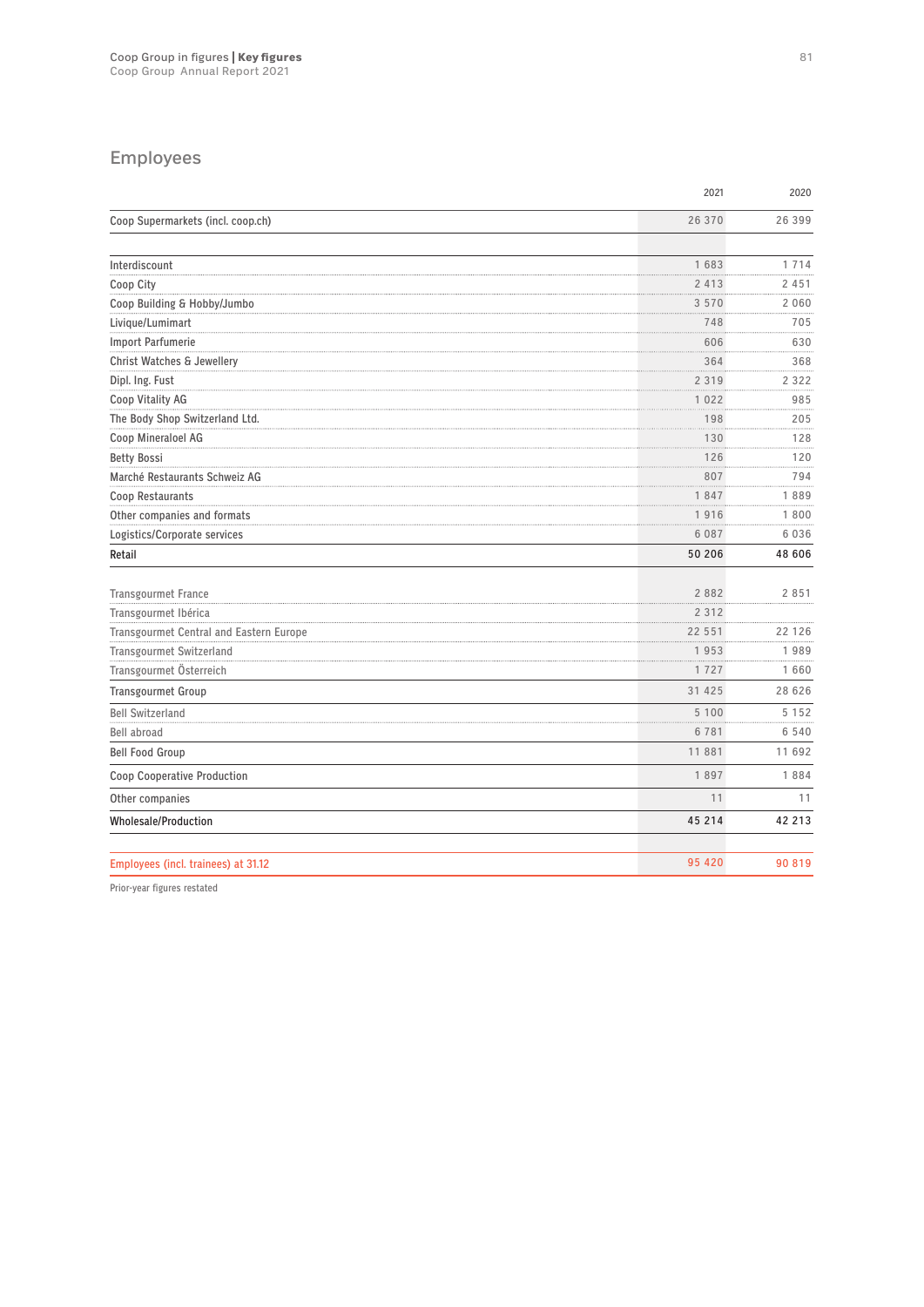## Employees

| | 2021 | 2020 |
|---|---|---|
| Coop Supermarkets (incl. coop.ch) | 26 370 | 26 399 |
| | | |
| Interdiscount | 1 683 | 1 714 |
| Coop City | 2 413 | 2 451 |
| Coop Building & Hobby/Jumbo | 3 570 | 2 060 |
| Livique/Lumimart | 748 | 705 |
| Import Parfumerie | 606 | 630 |
| Christ Watches & Jewellery | 364 | 368 |
| Dipl. Ing. Fust | 2 319 | 2 322 |
| Coop Vitality AG | 1 022 | 985 |
| The Body Shop Switzerland Ltd. | 198 | 205 |
| Coop Mineraloel AG | 130 | 128 |
| Betty Bossi | 126 | 120 |
| Marché Restaurants Schweiz AG | 807 | 794 |
| Coop Restaurants | 1 847 | 1 889 |
| Other companies and formats | 1 916 | 1 800 |
| Logistics/Corporate services | 6 087 | 6 036 |
| **Retail** | **50 206** | **48 606** |
| | | |
| Transgourmet France | 2 882 | 2 851 |
| Transgourmet Ibérica | 2 312 | |
| Transgourmet Central and Eastern Europe | 22 551 | 22 126 |
| Transgourmet Switzerland | 1 953 | 1 989 |
| Transgourmet Österreich | 1 727 | 1 660 |
| Transgourmet Group | 31 425 | 28 626 |
| Bell Switzerland | 5 100 | 5 152 |
| Bell abroad | 6 781 | 6 540 |
| Bell Food Group | 11 881 | 11 692 |
| Coop Cooperative Production | 1 897 | 1 884 |
| Other companies | 11 | 11 |
| **Wholesale/Production** | **45 214** | **42 213** |
| | | |
| Employees (incl. trainees) at 31.12 | 95 420 | 90 819 |

Prior-year figures restated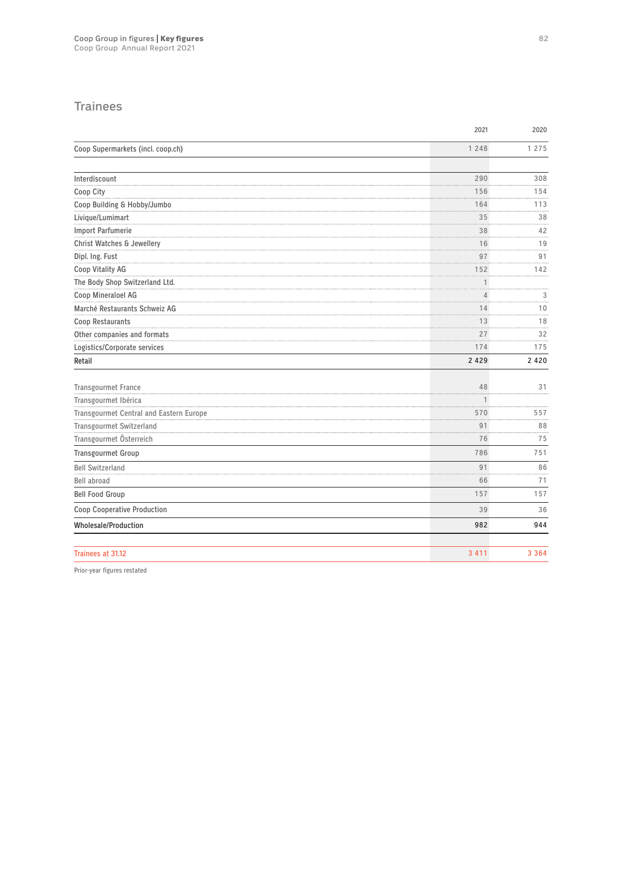## Trainees

| | 2021 | 2020 |
|---|---|---|
| Coop Supermarkets (incl. coop.ch) | 1 248 | 1 275 |
| | | |
| Interdiscount | 290 | 308 |
| Coop City | 156 | 154 |
| Coop Building & Hobby/Jumbo | 164 | 113 |
| Livique/Lumimart | 35 | 38 |
| Import Parfumerie | 38 | 42 |
| Christ Watches & Jewellery | 16 | 19 |
| Dipl. Ing. Fust | 97 | 91 |
| Coop Vitality AG | 152 | 142 |
| The Body Shop Switzerland Ltd. | 1 | |
| Coop Mineraloel AG | 4 | 3 |
| Marché Restaurants Schweiz AG | 14 | 10 |
| Coop Restaurants | 13 | 18 |
| Other companies and formats | 27 | 32 |
| Logistics/Corporate services | 174 | 175 |
| **Retail** | **2 429** | **2 420** |
| | | |
| Transgourmet France | 48 | 31 |
| Transgourmet Ibérica | 1 | |
| Transgourmet Central and Eastern Europe | 570 | 557 |
| Transgourmet Switzerland | 91 | 88 |
| Transgourmet Österreich | 76 | 75 |
| Transgourmet Group | 786 | 751 |
| Bell Switzerland | 91 | 86 |
| Bell abroad | 66 | 71 |
| Bell Food Group | 157 | 157 |
| Coop Cooperative Production | 39 | 36 |
| **Wholesale/Production** | **982** | **944** |
| | | |
| Trainees at 31.12 | 3 411 | 3 364 |

Prior-year figures restated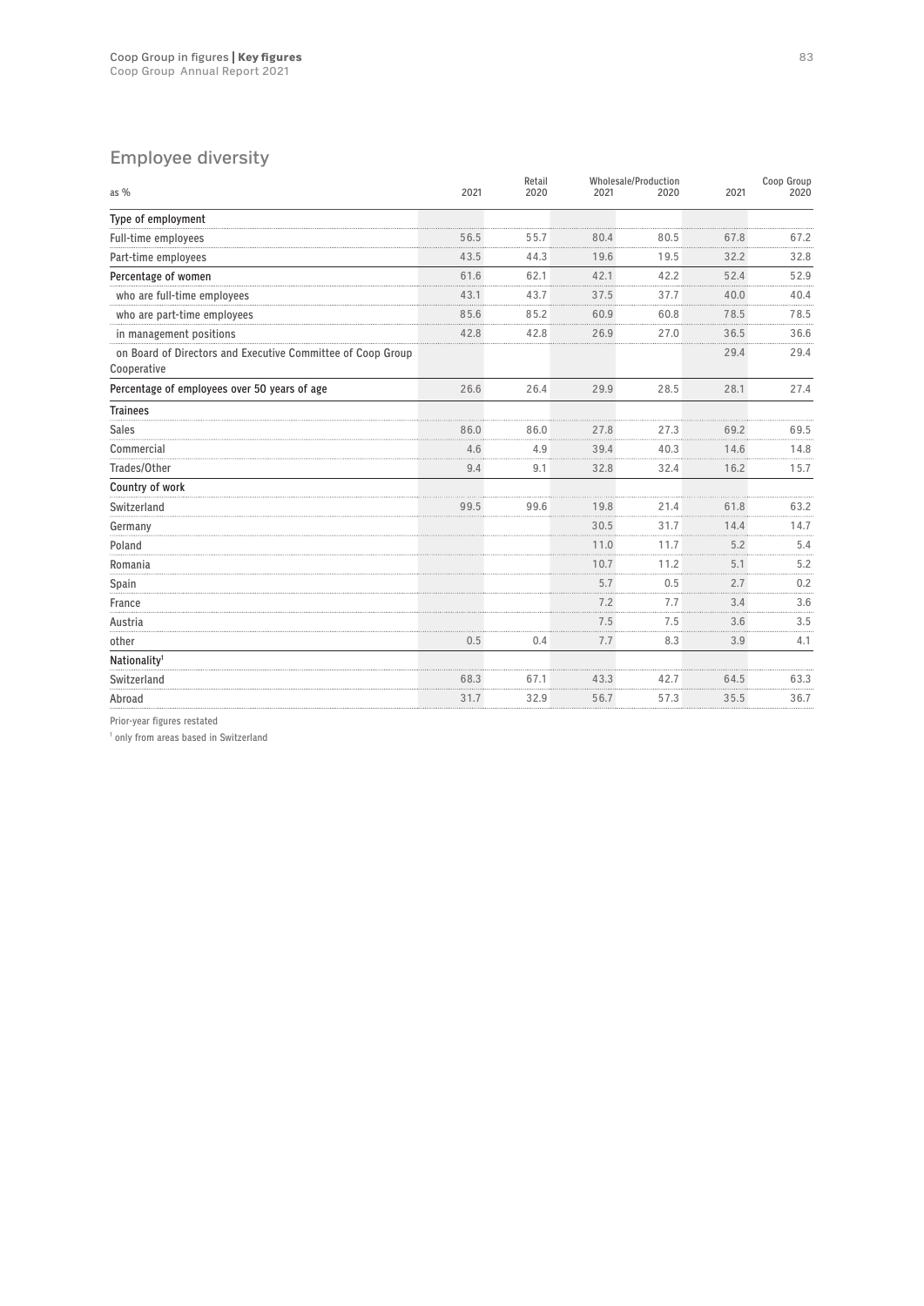## Employee diversity

| as % | Retail | | Wholesale/Production | | Coop Group | |
|---|---|---|---|---|---|---|
| | 2021 | 2020 | 2021 | 2020 | 2021 | 2020 |
| **Type of employment** | | | | | | |
| Full-time employees | 56.5 | 55.7 | 80.4 | 80.5 | 67.8 | 67.2 |
| Part-time employees | 43.5 | 44.3 | 19.6 | 19.5 | 32.2 | 32.8 |
| **Percentage of women** | 61.6 | 62.1 | 42.1 | 42.2 | 52.4 | 52.9 |
| who are full-time employees | 43.1 | 43.7 | 37.5 | 37.7 | 40.0 | 40.4 |
| who are part-time employees | 85.6 | 85.2 | 60.9 | 60.8 | 78.5 | 78.5 |
| in management positions | 42.8 | 42.8 | 26.9 | 27.0 | 36.5 | 36.6 |
| on Board of Directors and Executive Committee of Coop Group Cooperative | | | | | 29.4 | 29.4 |
| **Percentage of employees over 50 years of age** | 26.6 | 26.4 | 29.9 | 28.5 | 28.1 | 27.4 |
| **Trainees** | | | | | | |
| Sales | 86.0 | 86.0 | 27.8 | 27.3 | 69.2 | 69.5 |
| Commercial | 4.6 | 4.9 | 39.4 | 40.3 | 14.6 | 14.8 |
| Trades/Other | 9.4 | 9.1 | 32.8 | 32.4 | 16.2 | 15.7 |
| **Country of work** | | | | | | |
| Switzerland | 99.5 | 99.6 | 19.8 | 21.4 | 61.8 | 63.2 |
| Germany | | | 30.5 | 31.7 | 14.4 | 14.7 |
| Poland | | | 11.0 | 11.7 | 5.2 | 5.4 |
| Romania | | | 10.7 | 11.2 | 5.1 | 5.2 |
| Spain | | | 5.7 | 0.5 | 2.7 | 0.2 |
| France | | | 7.2 | 7.7 | 3.4 | 3.6 |
| Austria | | | 7.5 | 7.5 | 3.6 | 3.5 |
| other | 0.5 | 0.4 | 7.7 | 8.3 | 3.9 | 4.1 |
| **Nationality**[1] | | | | | | |
| Switzerland | 68.3 | 67.1 | 43.3 | 42.7 | 64.5 | 63.3 |
| Abroad | 31.7 | 32.9 | 56.7 | 57.3 | 35.5 | 36.7 |

Prior-year figures restated

[1] only from areas based in Switzerland